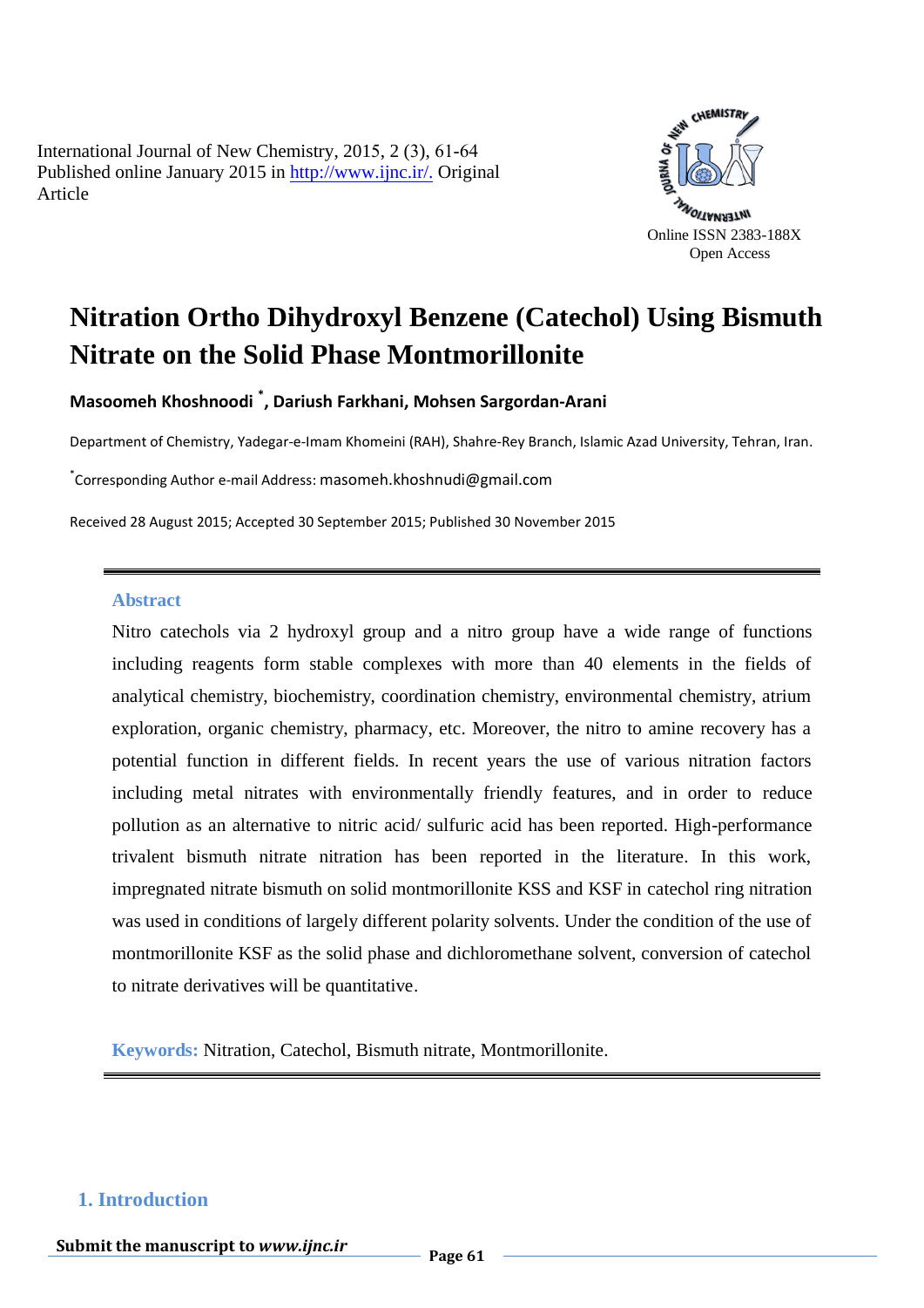International Journal of New Chemistry, 2015, 2 (3), 61-64
Published online January 2015 in http://www.ijnc.ir/. Original Article

Online ISSN 2383-188X
Open Access

# Nitration Ortho Dihydroxyl Benzene (Catechol) Using Bismuth Nitrate on the Solid Phase Montmorillonite

**Masoomeh Khoshnoodi [*], Dariush Farkhani, Mohsen Sargordan-Arani**

Department of Chemistry, Yadegar-e-Imam Khomeini (RAH), Shahre-Rey Branch, Islamic Azad University, Tehran, Iran.

[*]Corresponding Author e-mail Address: masomeh.khoshnudi@gmail.com

Received 28 August 2015; Accepted 30 September 2015; Published 30 November 2015

## Abstract

Nitro catechols via 2 hydroxyl group and a nitro group have a wide range of functions including reagents form stable complexes with more than 40 elements in the fields of analytical chemistry, biochemistry, coordination chemistry, environmental chemistry, atrium exploration, organic chemistry, pharmacy, etc. Moreover, the nitro to amine recovery has a potential function in different fields. In recent years the use of various nitration factors including metal nitrates with environmentally friendly features, and in order to reduce pollution as an alternative to nitric acid/ sulfuric acid has been reported. High-performance trivalent bismuth nitrate nitration has been reported in the literature. In this work, impregnated nitrate bismuth on solid montmorillonite KSS and KSF in catechol ring nitration was used in conditions of largely different polarity solvents. Under the condition of the use of montmorillonite KSF as the solid phase and dichloromethane solvent, conversion of catechol to nitrate derivatives will be quantitative.

**Keywords:** Nitration, Catechol, Bismuth nitrate, Montmorillonite.

## 1. Introduction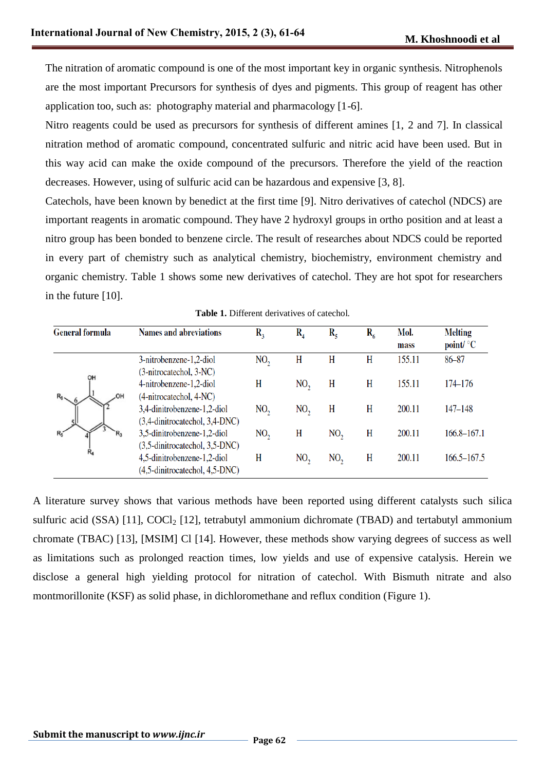The nitration of aromatic compound is one of the most important key in organic synthesis. Nitrophenols are the most important Precursors for synthesis of dyes and pigments. This group of reagent has other application too, such as: photography material and pharmacology [1-6].

Nitro reagents could be used as precursors for synthesis of different amines [1, 2 and 7]. In classical nitration method of aromatic compound, concentrated sulfuric and nitric acid have been used. But in this way acid can make the oxide compound of the precursors. Therefore the yield of the reaction decreases. However, using of sulfuric acid can be hazardous and expensive [3, 8].

Catechols, have been known by benedict at the first time [9]. Nitro derivatives of catechol (NDCS) are important reagents in aromatic compound. They have 2 hydroxyl groups in ortho position and at least a nitro group has been bonded to benzene circle. The result of researches about NDCS could be reported in every part of chemistry such as analytical chemistry, biochemistry, environment chemistry and organic chemistry. Table 1 shows some new derivatives of catechol. They are hot spot for researchers in the future [10].

**Table 1.** Different derivatives of catechol.

| General formula | Names and abreviations | $R_3$ | $R_4$ | $R_5$ | $R_6$ | Mol. mass | Melting point/ °C |
|---|---|---|---|---|---|---|---|
| (catechol ring: OH at 1 and 2, $R_3$, $R_4$, $R_5$, $R_6$ at 3–6) | 3-nitrobenzene-1,2-diol (3-nitrocatechol, 3-NC) | $NO_2$ | H | H | H | 155.11 | 86–87 |
| | 4-nitrobenzene-1,2-diol (4-nitrocatechol, 4-NC) | H | $NO_2$ | H | H | 155.11 | 174–176 |
| | 3,4-dinitrobenzene-1,2-diol (3,4-dinitrocatechol, 3,4-DNC) | $NO_2$ | $NO_2$ | H | H | 200.11 | 147–148 |
| | 3,5-dinitrobenzene-1,2-diol (3,5-dinitrocatechol, 3,5-DNC) | $NO_2$ | H | $NO_2$ | H | 200.11 | 166.8–167.1 |
| | 4,5-dinitrobenzene-1,2-diol (4,5-dinitrocatechol, 4,5-DNC) | H | $NO_2$ | $NO_2$ | H | 200.11 | 166.5–167.5 |

A literature survey shows that various methods have been reported using different catalysts such silica sulfuric acid (SSA) [11], $COCl_2$ [12], tetrabutyl ammonium dichromate (TBAD) and tertabutyl ammonium chromate (TBAC) [13], [MSIM] Cl [14]. However, these methods show varying degrees of success as well as limitations such as prolonged reaction times, low yields and use of expensive catalysis. Herein we disclose a general high yielding protocol for nitration of catechol. With Bismuth nitrate and also montmorillonite (KSF) as solid phase, in dichloromethane and reflux condition (Figure 1).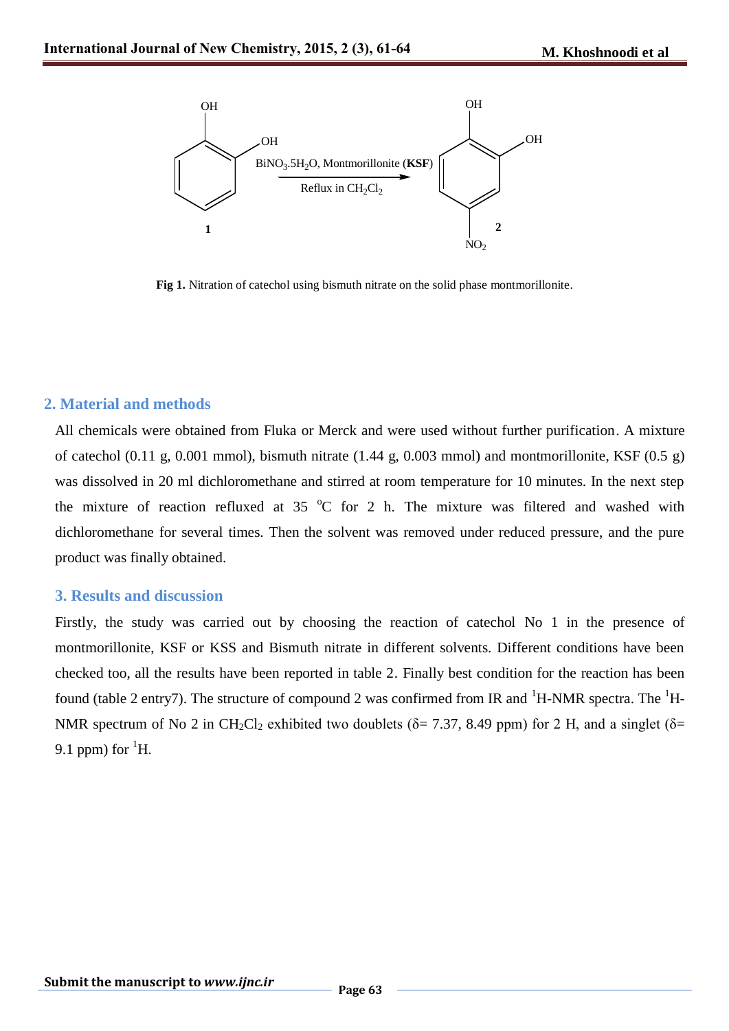Fig 1. Nitration of catechol using bismuth nitrate on the solid phase montmorillonite.

## 2. Material and methods

All chemicals were obtained from Fluka or Merck and were used without further purification. A mixture of catechol (0.11 g, 0.001 mmol), bismuth nitrate (1.44 g, 0.003 mmol) and montmorillonite, KSF (0.5 g) was dissolved in 20 ml dichloromethane and stirred at room temperature for 10 minutes. In the next step the mixture of reaction refluxed at 35 $^{o}$C for 2 h. The mixture was filtered and washed with dichloromethane for several times. Then the solvent was removed under reduced pressure, and the pure product was finally obtained.

## 3. Results and discussion

Firstly, the study was carried out by choosing the reaction of catechol No 1 in the presence of montmorillonite, KSF or KSS and Bismuth nitrate in different solvents. Different conditions have been checked too, all the results have been reported in table 2. Finally best condition for the reaction has been found (table 2 entry7). The structure of compound 2 was confirmed from IR and $^{1}$H-NMR spectra. The $^{1}$H-NMR spectrum of No 2 in $CH_2Cl_2$ exhibited two doublets (δ= 7.37, 8.49 ppm) for 2 H, and a singlet (δ= 9.1 ppm) for $^{1}$H.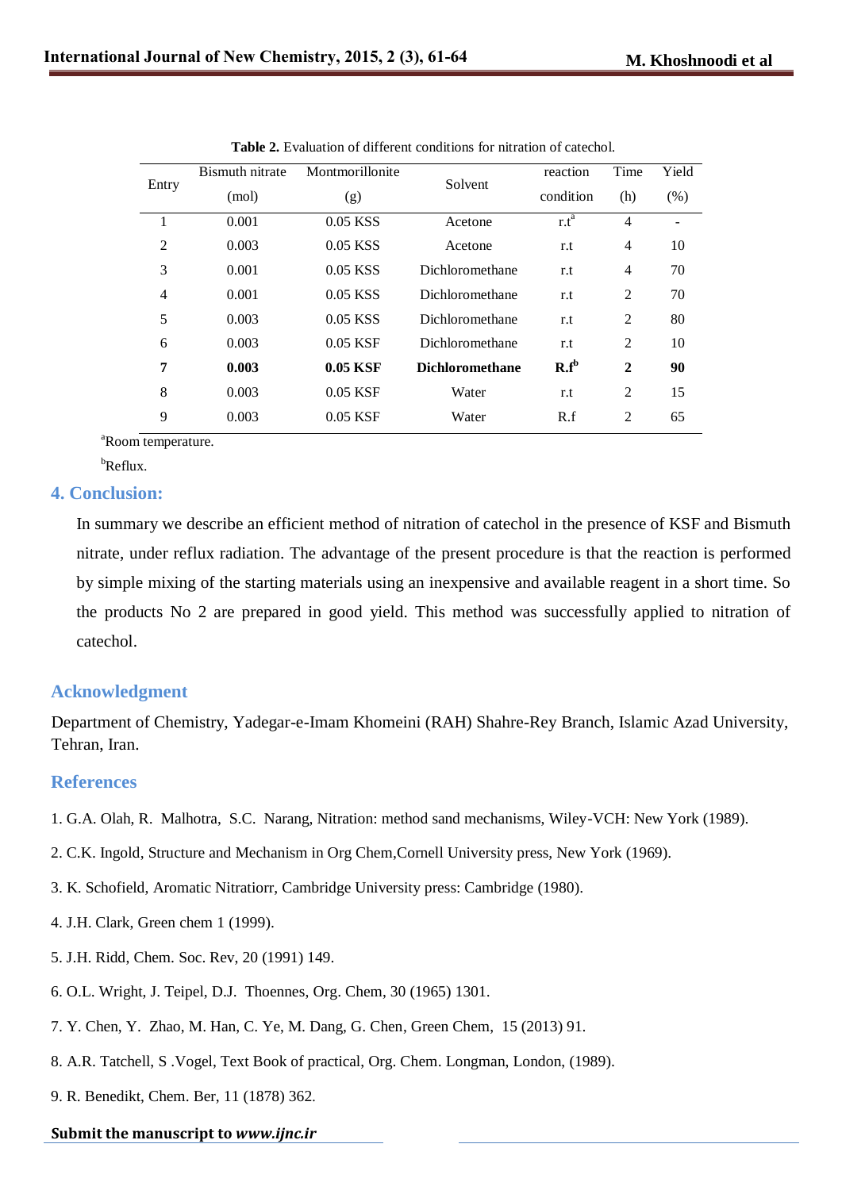**Table 2.** Evaluation of different conditions for nitration of catechol.

| Entry | Bismuth nitrate (mol) | Montmorillonite (g) | Solvent | reaction condition | Time (h) | Yield (%) |
|---|---|---|---|---|---|---|
| 1 | 0.001 | 0.05 KSS | Acetone | r.t[a] | 4 | - |
| 2 | 0.003 | 0.05 KSS | Acetone | r.t | 4 | 10 |
| 3 | 0.001 | 0.05 KSS | Dichloromethane | r.t | 4 | 70 |
| 4 | 0.001 | 0.05 KSS | Dichloromethane | r.t | 2 | 70 |
| 5 | 0.003 | 0.05 KSS | Dichloromethane | r.t | 2 | 80 |
| 6 | 0.003 | 0.05 KSF | Dichloromethane | r.t | 2 | 10 |
| **7** | **0.003** | **0.05 KSF** | **Dichloromethane** | **R.f[b]** | **2** | **90** |
| 8 | 0.003 | 0.05 KSF | Water | r.t | 2 | 15 |
| 9 | 0.003 | 0.05 KSF | Water | R.f | 2 | 65 |

[a]Room temperature.

[b]Reflux.

## 4. Conclusion:

In summary we describe an efficient method of nitration of catechol in the presence of KSF and Bismuth nitrate, under reflux radiation. The advantage of the present procedure is that the reaction is performed by simple mixing of the starting materials using an inexpensive and available reagent in a short time. So the products No 2 are prepared in good yield. This method was successfully applied to nitration of catechol.

## Acknowledgment

Department of Chemistry, Yadegar-e-Imam Khomeini (RAH) Shahre-Rey Branch, Islamic Azad University, Tehran, Iran.

## References

1. G.A. Olah, R. Malhotra, S.C. Narang, Nitration: method sand mechanisms, Wiley-VCH: New York (1989).
2. C.K. Ingold, Structure and Mechanism in Org Chem,Cornell University press, New York (1969).
3. K. Schofield, Aromatic Nitratiorr, Cambridge University press: Cambridge (1980).
4. J.H. Clark, Green chem 1 (1999).
5. J.H. Ridd, Chem. Soc. Rev, 20 (1991) 149.
6. O.L. Wright, J. Teipel, D.J. Thoennes, Org. Chem, 30 (1965) 1301.
7. Y. Chen, Y. Zhao, M. Han, C. Ye, M. Dang, G. Chen, Green Chem, 15 (2013) 91.
8. A.R. Tatchell, S .Vogel, Text Book of practical, Org. Chem. Longman, London, (1989).
9. R. Benedikt, Chem. Ber, 11 (1878) 362.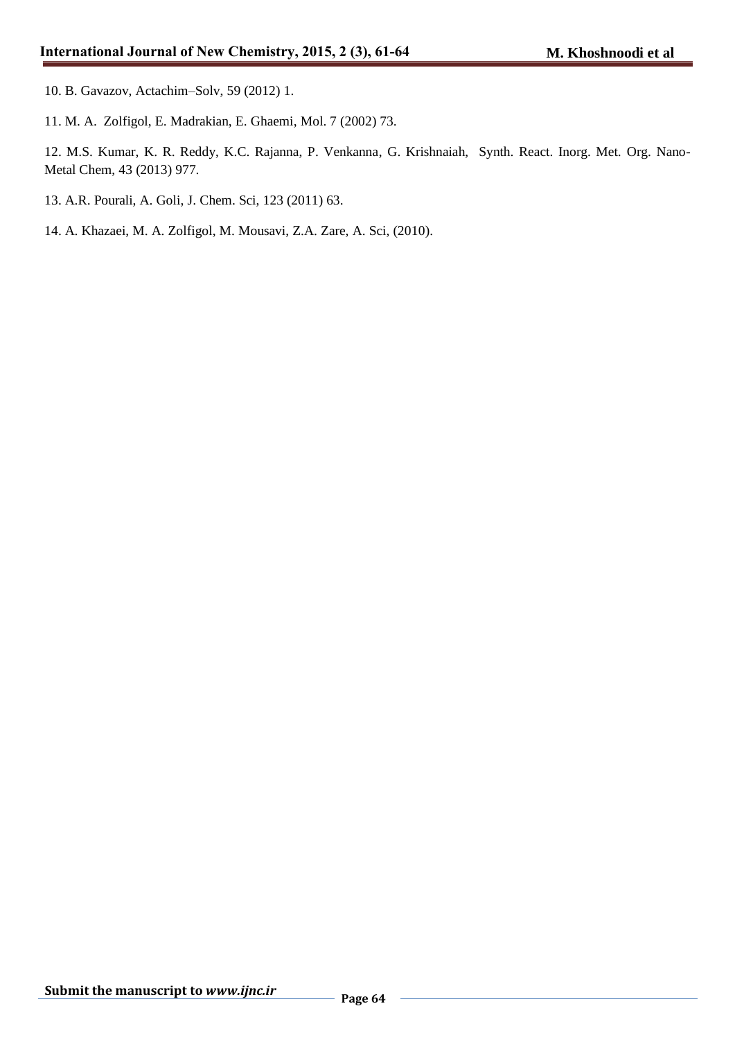10. B. Gavazov, Actachim–Solv, 59 (2012) 1.

11. M. A. Zolfigol, E. Madrakian, E. Ghaemi, Mol. 7 (2002) 73.

12. M.S. Kumar, K. R. Reddy, K.C. Rajanna, P. Venkanna, G. Krishnaiah, Synth. React. Inorg. Met. Org. Nano-Metal Chem, 43 (2013) 977.

13. A.R. Pourali, A. Goli, J. Chem. Sci, 123 (2011) 63.

14. A. Khazaei, M. A. Zolfigol, M. Mousavi, Z.A. Zare, A. Sci, (2010).